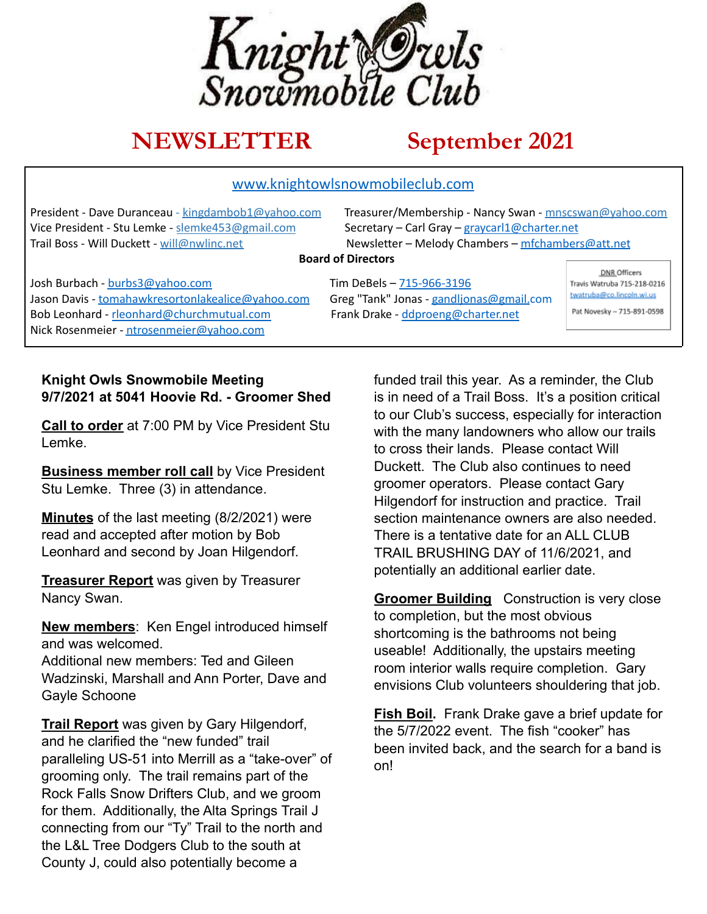# Knight Owls Snowmobile Club

# NEWSLETTER September 2021

www.knightowlsnowmobileclub.com

President - Dave Duranceau - kingdambob1@yahoo.com
Vice President - Stu Lemke - slemke453@gmail.com
Trail Boss - Will Duckett - will@nwlinc.net

Treasurer/Membership - Nancy Swan - mnscswan@yahoo.com
Secretary – Carl Gray – graycarl1@charter.net
Newsletter – Melody Chambers – mfchambers@att.net

**Board of Directors**

Josh Burbach - burbs3@yahoo.com
Jason Davis - tomahawkresortonlakealice@yahoo.com
Bob Leonhard - rleonhard@churchmutual.com
Nick Rosenmeier - ntrosenmeier@yahoo.com

Tim DeBels – 715-966-3196
Greg "Tank" Jonas - gandljonas@gmail.com
Frank Drake - ddproeng@charter.net

DNR Officers
Travis Watruba 715-218-0216
twatruba@co.lincoln.wi.us
Pat Novesky – 715-891-0598

**Knight Owls Snowmobile Meeting**
**9/7/2021 at 5041 Hoovie Rd. - Groomer Shed**

**Call to order** at 7:00 PM by Vice President Stu Lemke.

**Business member roll call** by Vice President Stu Lemke. Three (3) in attendance.

**Minutes** of the last meeting (8/2/2021) were read and accepted after motion by Bob Leonhard and second by Joan Hilgendorf.

**Treasurer Report** was given by Treasurer Nancy Swan.

**New members**: Ken Engel introduced himself and was welcomed.
Additional new members: Ted and Gileen Wadzinski, Marshall and Ann Porter, Dave and Gayle Schoone

**Trail Report** was given by Gary Hilgendorf, and he clarified the "new funded" trail paralleling US-51 into Merrill as a "take-over" of grooming only. The trail remains part of the Rock Falls Snow Drifters Club, and we groom for them. Additionally, the Alta Springs Trail J connecting from our "Ty" Trail to the north and the L&L Tree Dodgers Club to the south at County J, could also potentially become a funded trail this year. As a reminder, the Club is in need of a Trail Boss. It's a position critical to our Club's success, especially for interaction with the many landowners who allow our trails to cross their lands. Please contact Will Duckett. The Club also continues to need groomer operators. Please contact Gary Hilgendorf for instruction and practice. Trail section maintenance owners are also needed. There is a tentative date for an ALL CLUB TRAIL BRUSHING DAY of 11/6/2021, and potentially an additional earlier date.

**Groomer Building** Construction is very close to completion, but the most obvious shortcoming is the bathrooms not being useable! Additionally, the upstairs meeting room interior walls require completion. Gary envisions Club volunteers shouldering that job.

**Fish Boil**. Frank Drake gave a brief update for the 5/7/2022 event. The fish "cooker" has been invited back, and the search for a band is on!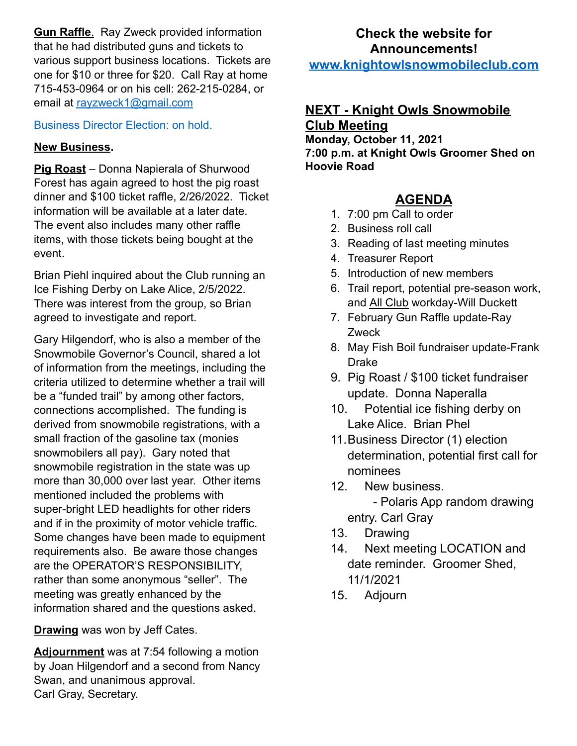**Gun Raffle**. Ray Zweck provided information that he had distributed guns and tickets to various support business locations. Tickets are one for $10 or three for $20. Call Ray at home 715-453-0964 or on his cell: 262-215-0284, or email at rayzweck1@gmail.com

Business Director Election: on hold.

**New Business.**

**Pig Roast** – Donna Napierala of Shurwood Forest has again agreed to host the pig roast dinner and $100 ticket raffle, 2/26/2022. Ticket information will be available at a later date. The event also includes many other raffle items, with those tickets being bought at the event.

Brian Piehl inquired about the Club running an Ice Fishing Derby on Lake Alice, 2/5/2022. There was interest from the group, so Brian agreed to investigate and report.

Gary Hilgendorf, who is also a member of the Snowmobile Governor's Council, shared a lot of information from the meetings, including the criteria utilized to determine whether a trail will be a "funded trail" by among other factors, connections accomplished. The funding is derived from snowmobile registrations, with a small fraction of the gasoline tax (monies snowmobilers all pay). Gary noted that snowmobile registration in the state was up more than 30,000 over last year. Other items mentioned included the problems with super-bright LED headlights for other riders and if in the proximity of motor vehicle traffic. Some changes have been made to equipment requirements also. Be aware those changes are the OPERATOR'S RESPONSIBILITY, rather than some anonymous "seller". The meeting was greatly enhanced by the information shared and the questions asked.

**Drawing** was won by Jeff Cates.

**Adjournment** was at 7:54 following a motion by Joan Hilgendorf and a second from Nancy Swan, and unanimous approval.
Carl Gray, Secretary.

**Check the website for Announcements!**
**www.knightowlsnowmobileclub.com**

## NEXT - Knight Owls Snowmobile Club Meeting

**Monday, October 11, 2021**
**7:00 p.m. at Knight Owls Groomer Shed on Hoovie Road**

## AGENDA

1. 7:00 pm Call to order
2. Business roll call
3. Reading of last meeting minutes
4. Treasurer Report
5. Introduction of new members
6. Trail report, potential pre-season work, and All Club workday-Will Duckett
7. February Gun Raffle update-Ray Zweck
8. May Fish Boil fundraiser update-Frank Drake
9. Pig Roast / $100 ticket fundraiser update. Donna Naperalla
10. Potential ice fishing derby on Lake Alice. Brian Phel
11. Business Director (1) election determination, potential first call for nominees
12. New business.
    - Polaris App random drawing entry. Carl Gray
13. Drawing
14. Next meeting LOCATION and date reminder. Groomer Shed, 11/1/2021
15. Adjourn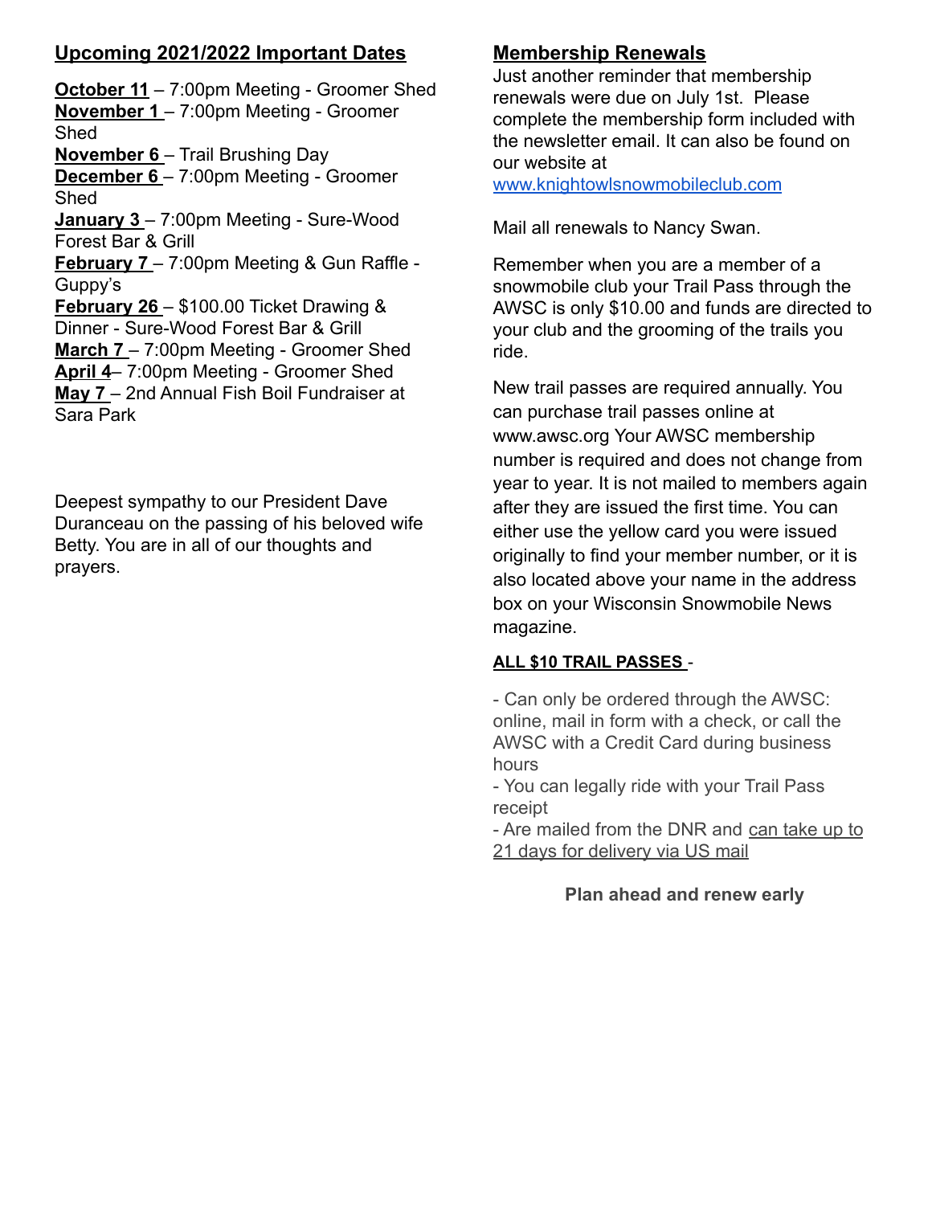## Upcoming 2021/2022 Important Dates

**October 11** – 7:00pm Meeting - Groomer Shed
**November 1** – 7:00pm Meeting - Groomer Shed
**November 6** – Trail Brushing Day
**December 6** – 7:00pm Meeting - Groomer Shed
**January 3** – 7:00pm Meeting - Sure-Wood Forest Bar & Grill
**February 7** – 7:00pm Meeting & Gun Raffle - Guppy's
**February 26** – $100.00 Ticket Drawing & Dinner - Sure-Wood Forest Bar & Grill
**March 7** – 7:00pm Meeting - Groomer Shed
**April 4**– 7:00pm Meeting - Groomer Shed
**May 7** – 2nd Annual Fish Boil Fundraiser at Sara Park

Deepest sympathy to our President Dave Duranceau on the passing of his beloved wife Betty. You are in all of our thoughts and prayers.

## Membership Renewals

Just another reminder that membership renewals were due on July 1st. Please complete the membership form included with the newsletter email. It can also be found on our website at www.knightowlsnowmobileclub.com

Mail all renewals to Nancy Swan.

Remember when you are a member of a snowmobile club your Trail Pass through the AWSC is only $10.00 and funds are directed to your club and the grooming of the trails you ride.

New trail passes are required annually. You can purchase trail passes online at www.awsc.org Your AWSC membership number is required and does not change from year to year. It is not mailed to members again after they are issued the first time. You can either use the yellow card you were issued originally to find your member number, or it is also located above your name in the address box on your Wisconsin Snowmobile News magazine.

**ALL $10 TRAIL PASSES** -

- Can only be ordered through the AWSC: online, mail in form with a check, or call the AWSC with a Credit Card during business hours
- You can legally ride with your Trail Pass receipt
- Are mailed from the DNR and can take up to 21 days for delivery via US mail

**Plan ahead and renew early**